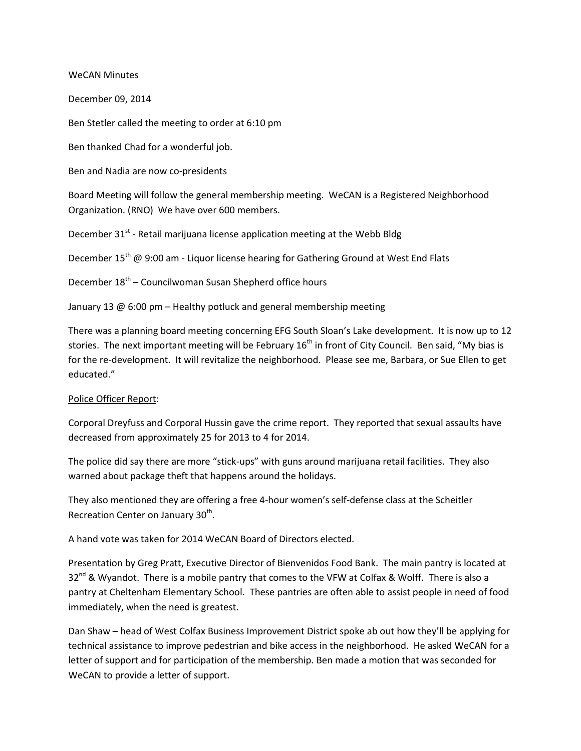WeCAN Minutes

December 09, 2014

Ben Stetler called the meeting to order at 6:10 pm

Ben thanked Chad for a wonderful job.

Ben and Nadia are now co-presidents

Board Meeting will follow the general membership meeting. WeCAN is a Registered Neighborhood Organization. (RNO) We have over 600 members.

December 31st - Retail marijuana license application meeting at the Webb Bldg

December 15th @ 9:00 am - Liquor license hearing for Gathering Ground at West End Flats

December 18th – Councilwoman Susan Shepherd office hours

January 13 @ 6:00 pm – Healthy potluck and general membership meeting

There was a planning board meeting concerning EFG South Sloan's Lake development. It is now up to 12 stories. The next important meeting will be February 16th in front of City Council. Ben said, "My bias is for the re-development. It will revitalize the neighborhood. Please see me, Barbara, or Sue Ellen to get educated."

<u>Police Officer Report</u>:

Corporal Dreyfuss and Corporal Hussin gave the crime report. They reported that sexual assaults have decreased from approximately 25 for 2013 to 4 for 2014.

The police did say there are more "stick-ups" with guns around marijuana retail facilities. They also warned about package theft that happens around the holidays.

They also mentioned they are offering a free 4-hour women's self-defense class at the Scheitler Recreation Center on January 30th.

A hand vote was taken for 2014 WeCAN Board of Directors elected.

Presentation by Greg Pratt, Executive Director of Bienvenidos Food Bank. The main pantry is located at 32nd & Wyandot. There is a mobile pantry that comes to the VFW at Colfax & Wolff. There is also a pantry at Cheltenham Elementary School. These pantries are often able to assist people in need of food immediately, when the need is greatest.

Dan Shaw – head of West Colfax Business Improvement District spoke ab out how they'll be applying for technical assistance to improve pedestrian and bike access in the neighborhood. He asked WeCAN for a letter of support and for participation of the membership. Ben made a motion that was seconded for WeCAN to provide a letter of support.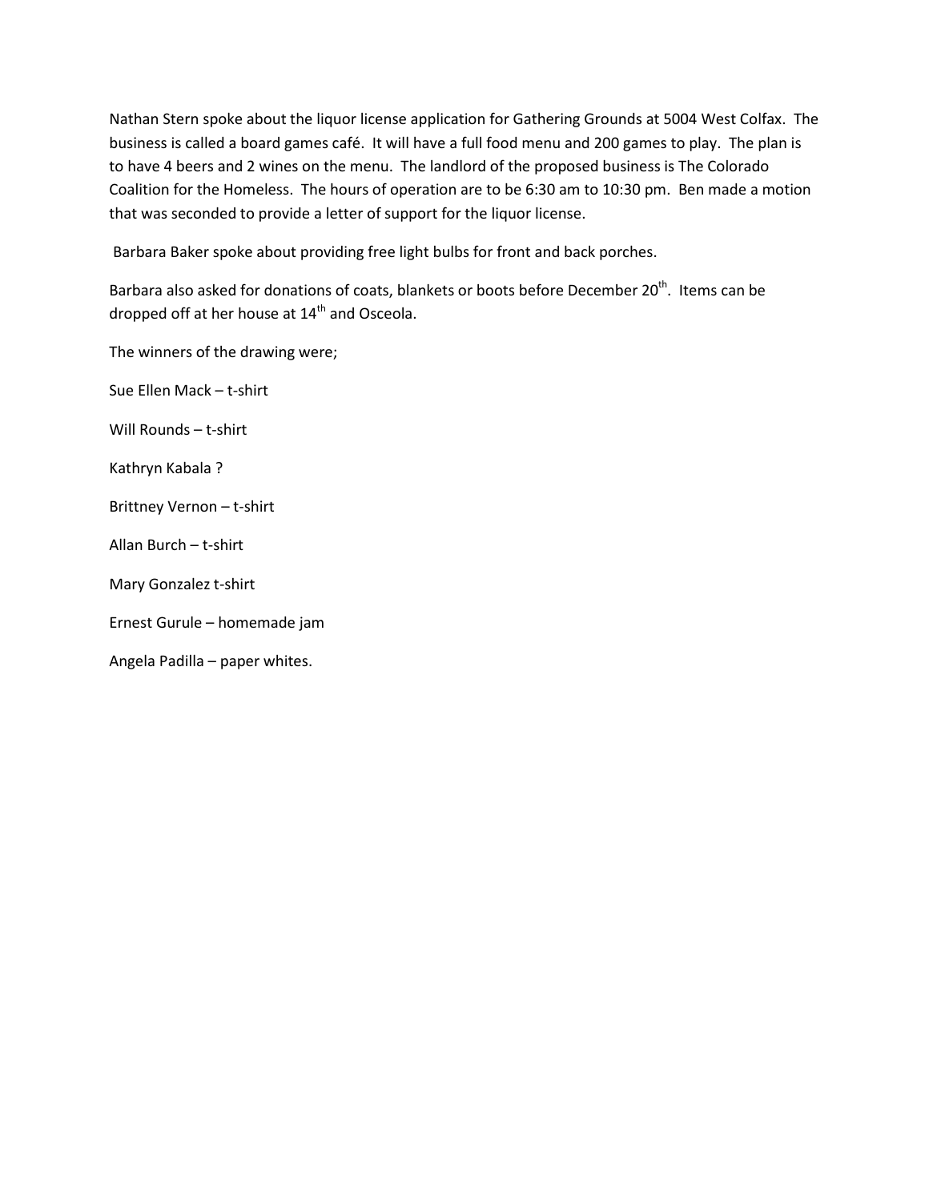Nathan Stern spoke about the liquor license application for Gathering Grounds at 5004 West Colfax. The business is called a board games café. It will have a full food menu and 200 games to play. The plan is to have 4 beers and 2 wines on the menu. The landlord of the proposed business is The Colorado Coalition for the Homeless. The hours of operation are to be 6:30 am to 10:30 pm. Ben made a motion that was seconded to provide a letter of support for the liquor license.

Barbara Baker spoke about providing free light bulbs for front and back porches.

Barbara also asked for donations of coats, blankets or boots before December 20th. Items can be dropped off at her house at 14th and Osceola.

The winners of the drawing were;

Sue Ellen Mack – t-shirt

Will Rounds – t-shirt

Kathryn Kabala ?

Brittney Vernon – t-shirt

Allan Burch – t-shirt

Mary Gonzalez t-shirt

Ernest Gurule – homemade jam

Angela Padilla – paper whites.